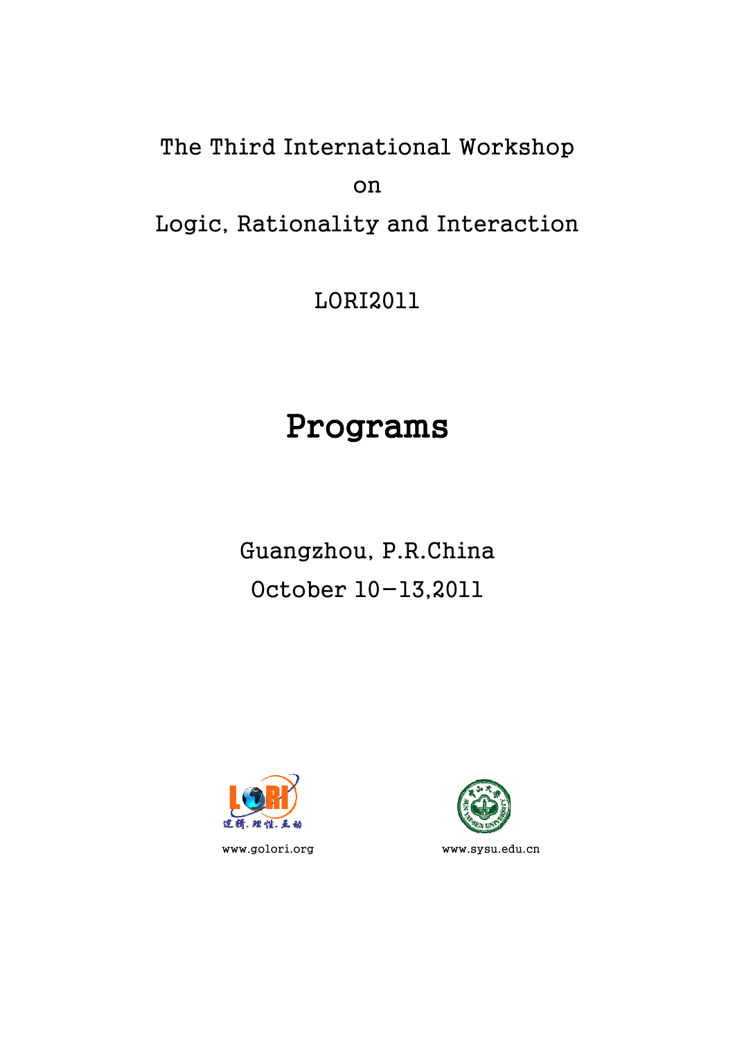The Third International Workshop

on

Logic, Rationality and Interaction

LORI2011

# Programs

Guangzhou, P.R.China

October 10-13,2011

www.golori.org

www.sysu.edu.cn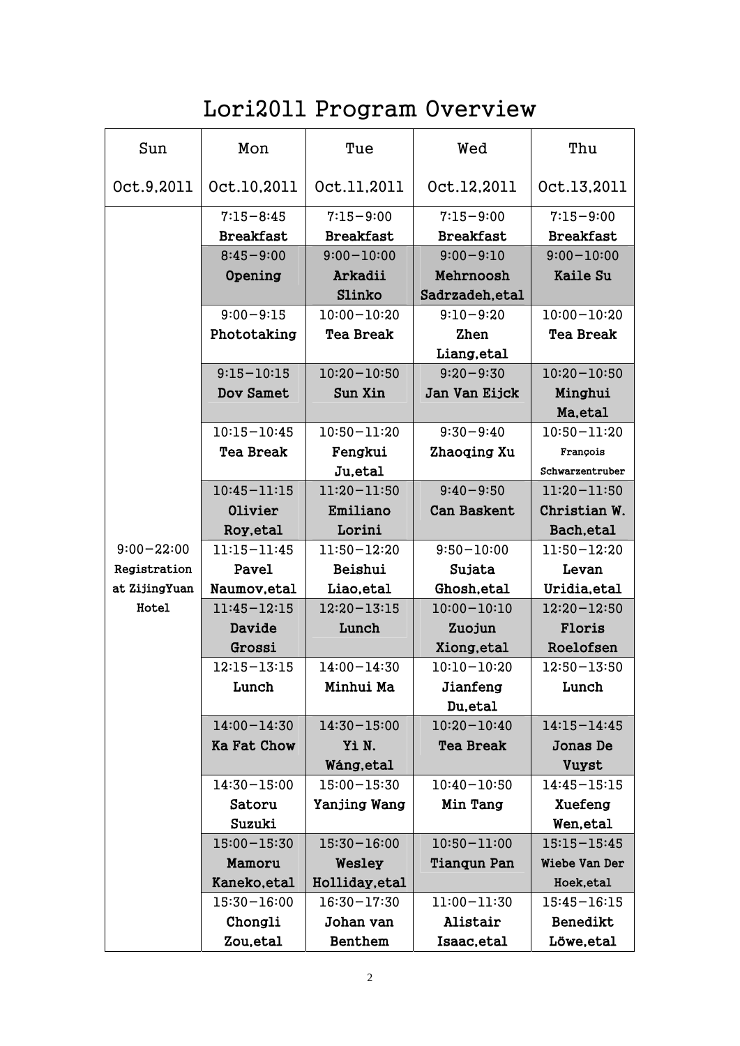# Lori2011 Program Overview

| Sun<br>Oct.9,2011 | Mon<br>Oct.10,2011 | Tue<br>Oct.11,2011 | Wed<br>Oct.12,2011 | Thu<br>Oct.13,2011 |
|---|---|---|---|---|
| 9:00－22:00 **Registration at ZijingYuan Hotel** | 7:15－8:45 **Breakfast** | 7:15－9:00 **Breakfast** | 7:15－9:00 **Breakfast** | 7:15－9:00 **Breakfast** |
| | 8:45－9:00 **Opening** | 9:00－10:00 **Arkadii Slinko** | 9:00－9:10 **Mehrnoosh Sadrzadeh,etal** | 9:00－10:00 **Kaile Su** |
| | 9:00－9:15 **Phototaking** | 10:00－10:20 **Tea Break** | 9:10－9:20 **Zhen Liang,etal** | 10:00－10:20 **Tea Break** |
| | 9:15－10:15 **Dov Samet** | 10:20－10:50 **Sun Xin** | 9:20－9:30 **Jan Van Eijck** | 10:20－10:50 **Minghui Ma,etal** |
| | 10:15－10:45 **Tea Break** | 10:50－11:20 **Fengkui Ju,etal** | 9:30－9:40 **Zhaoqing Xu** | 10:50－11:20 **François Schwarzentruber** |
| | 10:45－11:15 **Olivier Roy,etal** | 11:20－11:50 **Emiliano Lorini** | 9:40－9:50 **Can Baskent** | 11:20－11:50 **Christian W. Bach,etal** |
| | 11:15－11:45 **Pavel Naumov,etal** | 11:50－12:20 **Beishui Liao,etal** | 9:50－10:00 **Sujata Ghosh,etal** | 11:50－12:20 **Levan Uridia,etal** |
| | 11:45－12:15 **Davide Grossi** | 12:20－13:15 **Lunch** | 10:00－10:10 **Zuojun Xiong,etal** | 12:20－12:50 **Floris Roelofsen** |
| | 12:15－13:15 **Lunch** | 14:00－14:30 **Minhui Ma** | 10:10－10:20 **Jianfeng Du,etal** | 12:50－13:50 **Lunch** |
| | 14:00－14:30 **Ka Fat Chow** | 14:30－15:00 **Yi N. Wáng,etal** | 10:20－10:40 **Tea Break** | 14:15－14:45 **Jonas De Vuyst** |
| | 14:30－15:00 **Satoru Suzuki** | 15:00－15:30 **Yanjing Wang** | 10:40－10:50 **Min Tang** | 14:45－15:15 **Xuefeng Wen,etal** |
| | 15:00－15:30 **Mamoru Kaneko,etal** | 15:30－16:00 **Wesley Holliday,etal** | 10:50－11:00 **Tianqun Pan** | 15:15－15:45 **Wiebe Van Der Hoek,etal** |
| | 15:30－16:00 **Chongli Zou,etal** | 16:30－17:30 **Johan van Benthem** | 11:00－11:30 **Alistair Isaac,etal** | 15:45－16:15 **Benedikt Löwe,etal** |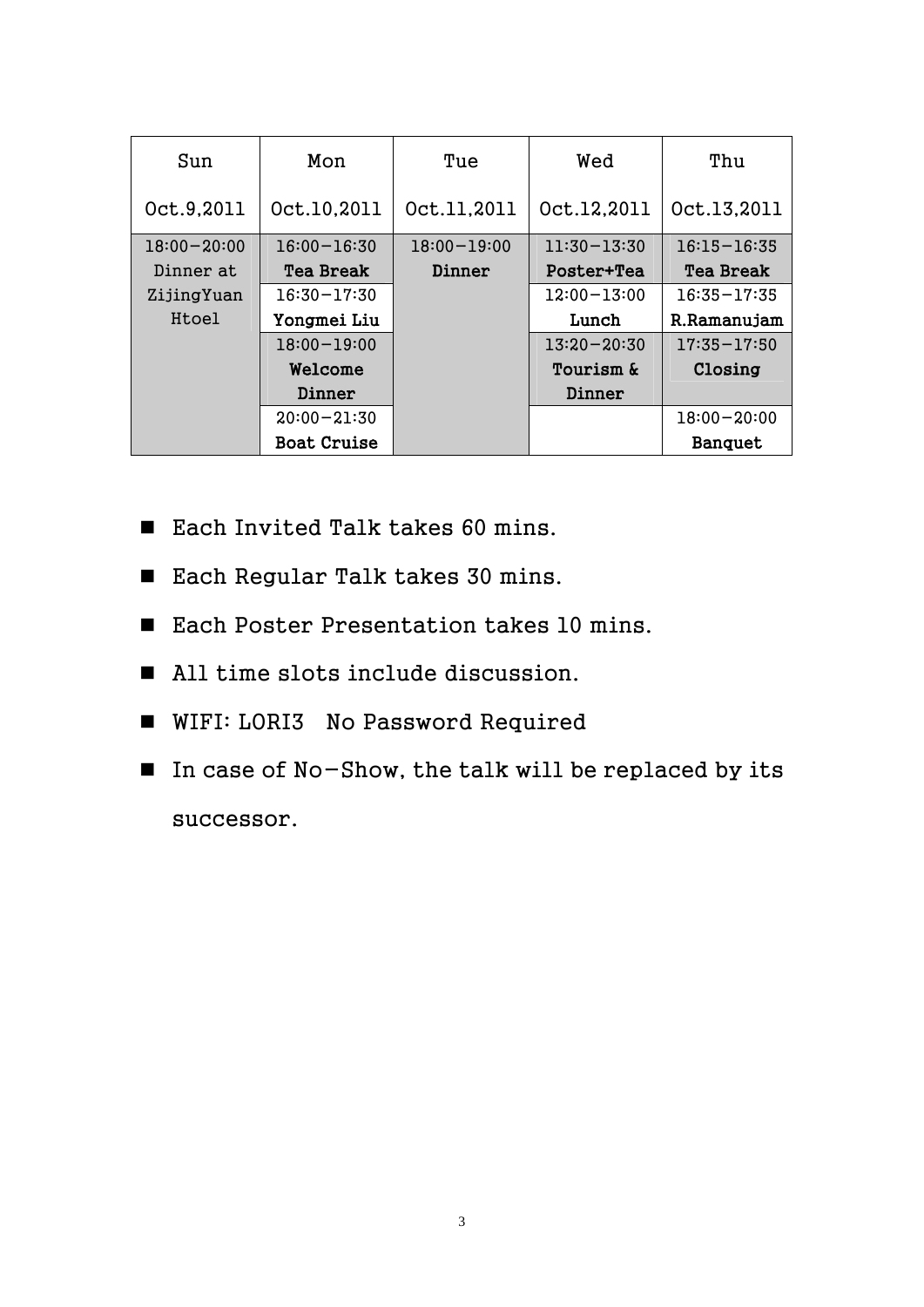| Sun<br>Oct.9,2011 | Mon<br>Oct.10,2011 | Tue<br>Oct.11,2011 | Wed<br>Oct.12,2011 | Thu<br>Oct.13,2011 |
|---|---|---|---|---|
| 18:00−20:00<br>Dinner at ZijingYuan Htoel | 16:00−16:30<br>**Tea Break** | 18:00−19:00<br>**Dinner** | 11:30−13:30<br>**Poster+Tea** | 16:15−16:35<br>**Tea Break** |
| | 16:30−17:30<br>**Yongmei Liu** | | 12:00−13:00<br>**Lunch** | 16:35−17:35<br>**R.Ramanujam** |
| | 18:00−19:00<br>**Welcome Dinner** | | 13:20−20:30<br>**Tourism & Dinner** | 17:35−17:50<br>**Closing** |
| | 20:00−21:30<br>**Boat Cruise** | | | 18:00−20:00<br>**Banquet** |

- Each Invited Talk takes 60 mins.
- Each Regular Talk takes 30 mins.
- Each Poster Presentation takes 10 mins.
- All time slots include discussion.
- WIFI: LORI3 No Password Required
- In case of No−Show, the talk will be replaced by its successor.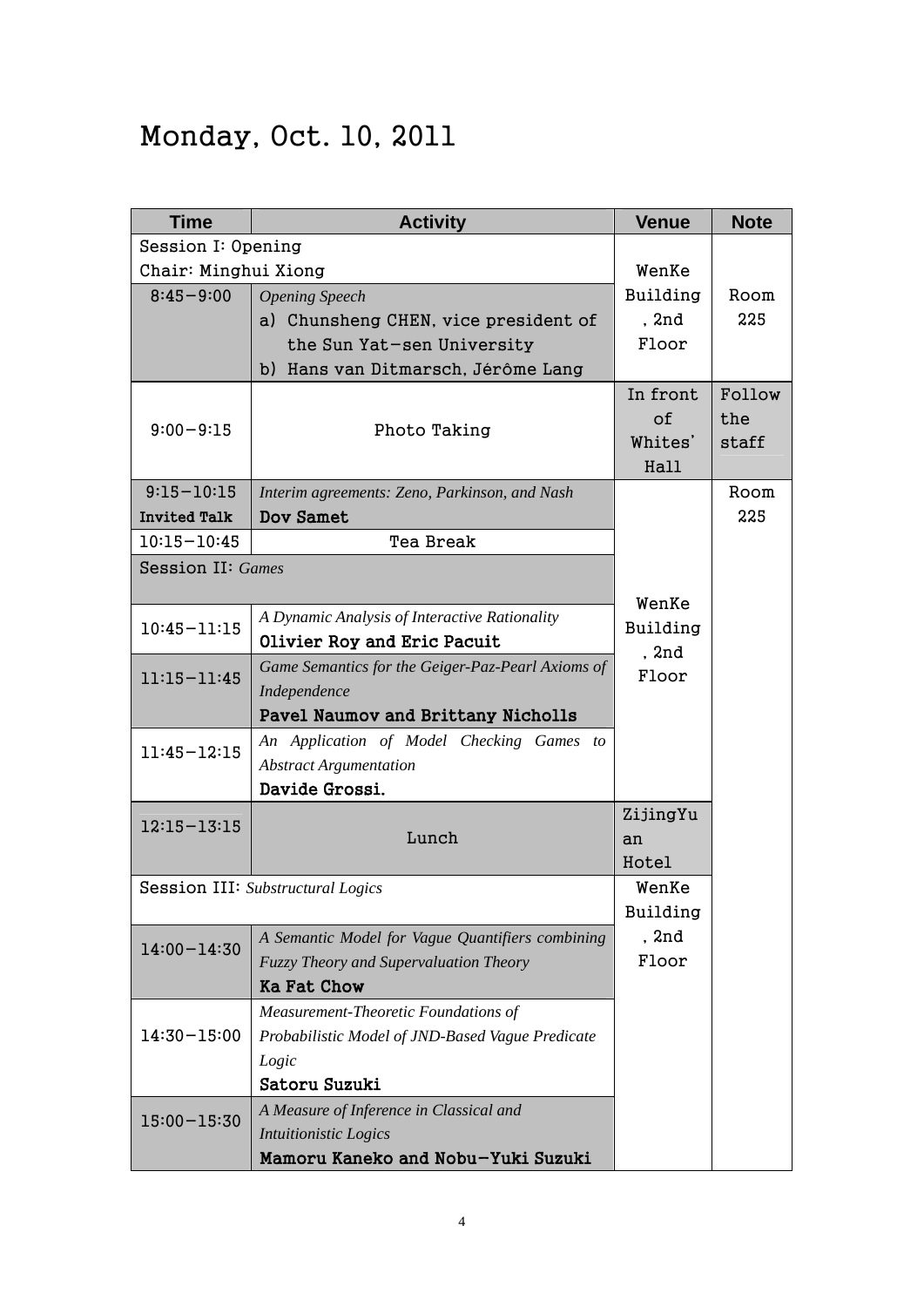# Monday, Oct. 10, 2011

| Time | Activity | Venue | Note |
|---|---|---|---|
| Session I: Opening<br>Chair: Minghui Xiong | | WenKe Building, 2nd Floor | Room 225 |
| 8:45-9:00 | *Opening Speech*<br>a) Chunsheng CHEN, vice president of the Sun Yat-sen University<br>b) Hans van Ditmarsch, Jérôme Lang | | |
| 9:00-9:15 | Photo Taking | In front of Whites' Hall | Follow the staff |
| 9:15-10:15<br>**Invited Talk** | *Interim agreements: Zeno, Parkinson, and Nash*<br>**Dov Samet** | WenKe Building, 2nd Floor | Room 225 |
| 10:15-10:45 | Tea Break | | |
| Session II: *Games* | | | |
| 10:45-11:15 | *A Dynamic Analysis of Interactive Rationality*<br>**Olivier Roy and Eric Pacuit** | | |
| 11:15-11:45 | *Game Semantics for the Geiger-Paz-Pearl Axioms of Independence*<br>**Pavel Naumov and Brittany Nicholls** | | |
| 11:45-12:15 | *An Application of Model Checking Games to Abstract Argumentation*<br>**Davide Grossi.** | | |
| 12:15-13:15 | Lunch | ZijingYuan Hotel | |
| Session III: *Substructural Logics* | | WenKe Building, 2nd Floor | |
| 14:00-14:30 | *A Semantic Model for Vague Quantifiers combining Fuzzy Theory and Supervaluation Theory*<br>**Ka Fat Chow** | | |
| 14:30-15:00 | *Measurement-Theoretic Foundations of Probabilistic Model of JND-Based Vague Predicate Logic*<br>**Satoru Suzuki** | | |
| 15:00-15:30 | *A Measure of Inference in Classical and Intuitionistic Logics*<br>**Mamoru Kaneko and Nobu-Yuki Suzuki** | | |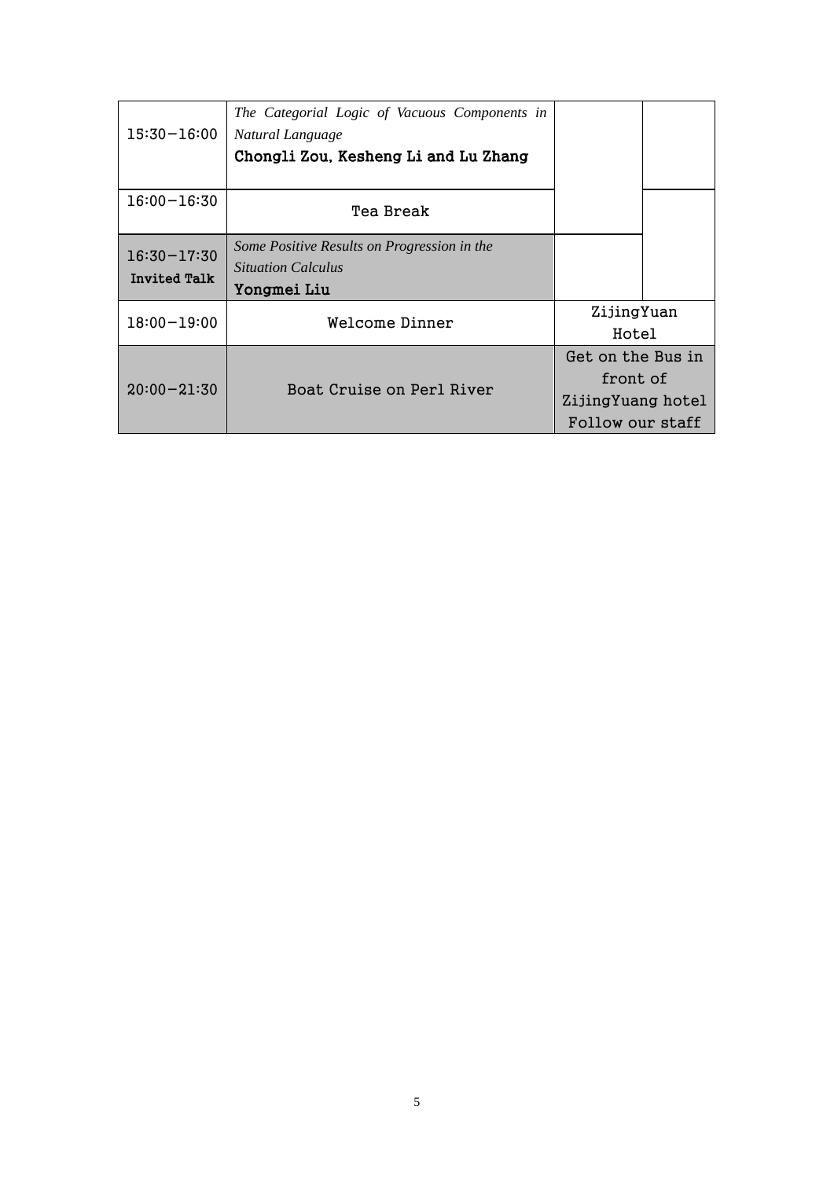| | | | |
|---|---|---|---|
| 15:30–16:00 | *The Categorial Logic of Vacuous Components in Natural Language*<br>**Chongli Zou, Kesheng Li and Lu Zhang** | | |
| 16:00–16:30 | Tea Break | | |
| 16:30–17:30<br>**Invited Talk** | *Some Positive Results on Progression in the Situation Calculus*<br>**Yongmei Liu** | | |
| 18:00–19:00 | Welcome Dinner | ZijingYuan Hotel | |
| 20:00–21:30 | Boat Cruise on Perl River | Get on the Bus in front of ZijingYuang hotel Follow our staff | |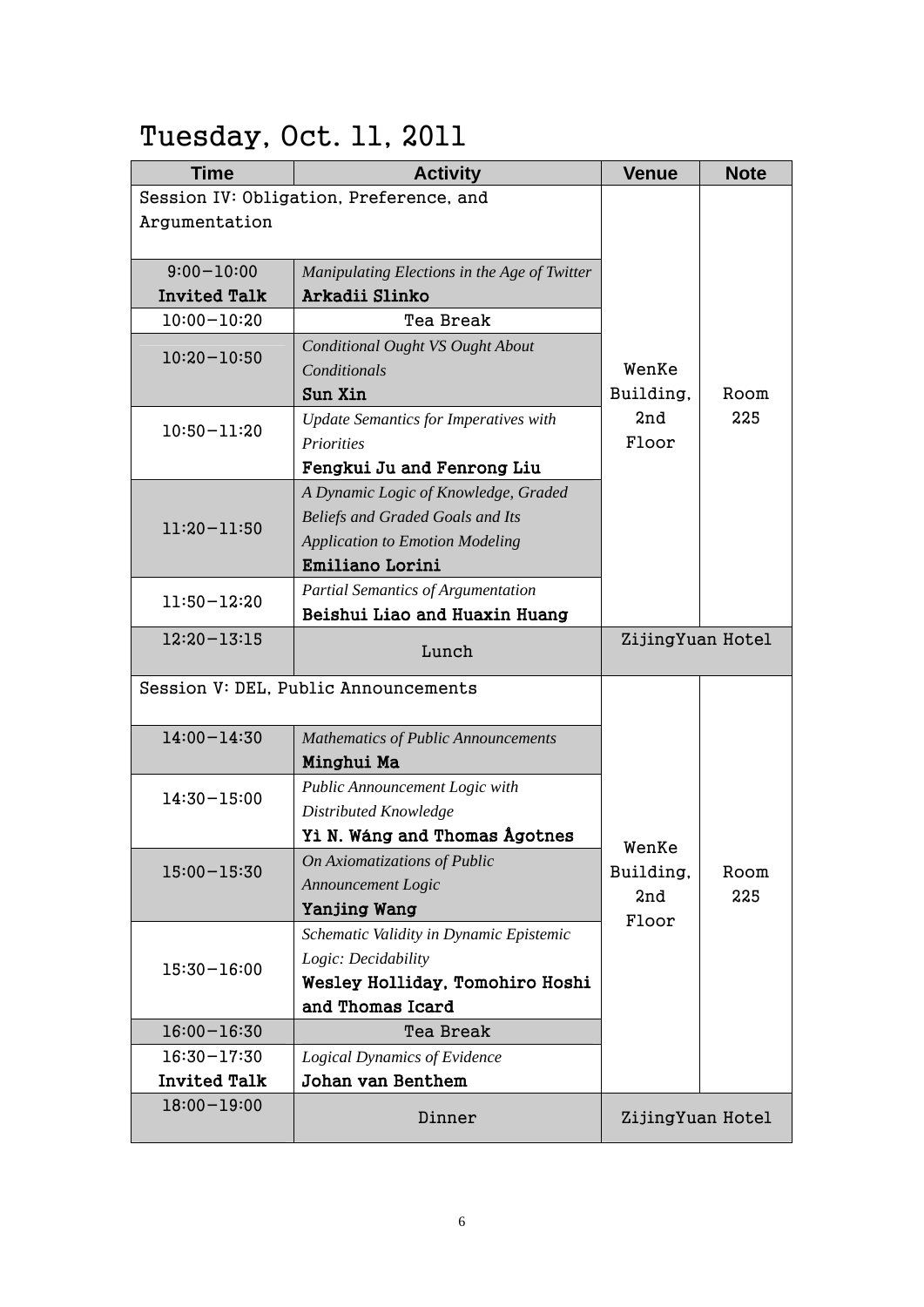# Tuesday, Oct. 11, 2011

| Time | Activity | Venue | Note |
|---|---|---|---|
| Session IV: Obligation, Preference, and Argumentation | | WenKe Building, 2nd Floor | Room 225 |
| 9:00–10:00 **Invited Talk** | *Manipulating Elections in the Age of Twitter* **Arkadii Slinko** | | |
| 10:00–10:20 | Tea Break | | |
| 10:20–10:50 | *Conditional Ought VS Ought About Conditionals* **Sun Xin** | | |
| 10:50–11:20 | *Update Semantics for Imperatives with Priorities* **Fengkui Ju and Fenrong Liu** | | |
| 11:20–11:50 | *A Dynamic Logic of Knowledge, Graded Beliefs and Graded Goals and Its Application to Emotion Modeling* **Emiliano Lorini** | | |
| 11:50–12:20 | *Partial Semantics of Argumentation* **Beishui Liao and Huaxin Huang** | | |
| 12:20–13:15 | Lunch | ZijingYuan Hotel | |
| Session V: DEL, Public Announcements | | WenKe Building, 2nd Floor | Room 225 |
| 14:00–14:30 | *Mathematics of Public Announcements* **Minghui Ma** | | |
| 14:30–15:00 | *Public Announcement Logic with Distributed Knowledge* **Yì N. Wáng and Thomas Ågotnes** | | |
| 15:00–15:30 | *On Axiomatizations of Public Announcement Logic* **Yanjing Wang** | | |
| 15:30–16:00 | *Schematic Validity in Dynamic Epistemic Logic: Decidability* **Wesley Holliday, Tomohiro Hoshi and Thomas Icard** | | |
| 16:00–16:30 | Tea Break | | |
| 16:30–17:30 **Invited Talk** | *Logical Dynamics of Evidence* **Johan van Benthem** | | |
| 18:00–19:00 | Dinner | ZijingYuan Hotel | |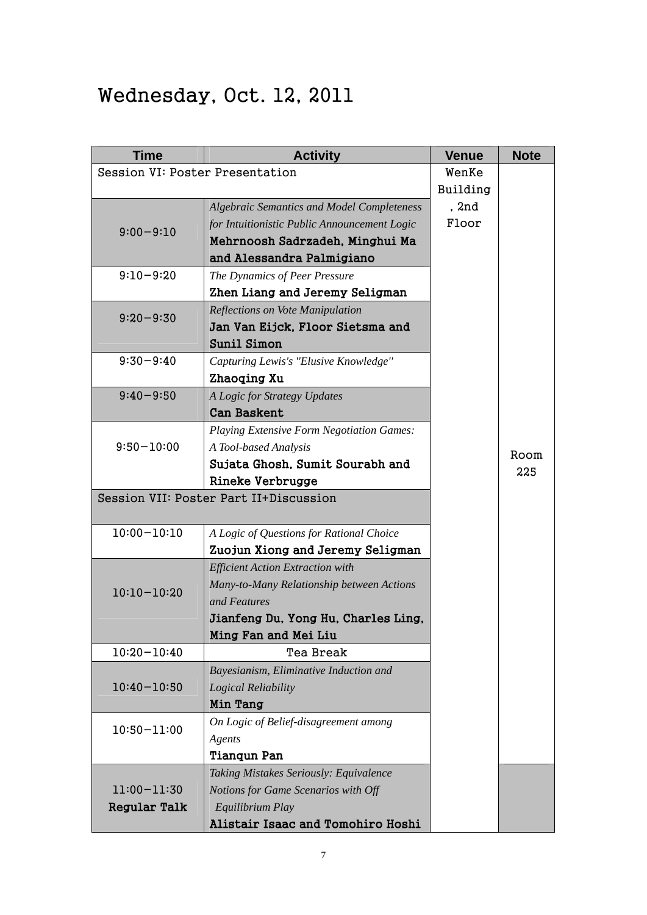# Wednesday, Oct. 12, 2011

| Time | Activity | Venue | Note |
|---|---|---|---|
| Session VI: Poster Presentation | | WenKe Building, 2nd Floor | Room 225 |
| 9:00—9:10 | *Algebraic Semantics and Model Completeness for Intuitionistic Public Announcement Logic* **Mehrnoosh Sadrzadeh, Minghui Ma and Alessandra Palmigiano** | | |
| 9:10—9:20 | *The Dynamics of Peer Pressure* **Zhen Liang and Jeremy Seligman** | | |
| 9:20—9:30 | *Reflections on Vote Manipulation* **Jan Van Eijck, Floor Sietsma and Sunil Simon** | | |
| 9:30—9:40 | *Capturing Lewis's "Elusive Knowledge"* **Zhaoqing Xu** | | |
| 9:40—9:50 | *A Logic for Strategy Updates* **Can Baskent** | | |
| 9:50—10:00 | *Playing Extensive Form Negotiation Games: A Tool-based Analysis* **Sujata Ghosh, Sumit Sourabh and Rineke Verbrugge** | | |
| Session VII: Poster Part II+Discussion | | | |
| 10:00—10:10 | *A Logic of Questions for Rational Choice* **Zuojun Xiong and Jeremy Seligman** | | |
| 10:10—10:20 | *Efficient Action Extraction with Many-to-Many Relationship between Actions and Features* **Jianfeng Du, Yong Hu, Charles Ling, Ming Fan and Mei Liu** | | |
| 10:20—10:40 | Tea Break | | |
| 10:40—10:50 | *Bayesianism, Eliminative Induction and Logical Reliability* **Min Tang** | | |
| 10:50—11:00 | *On Logic of Belief-disagreement among Agents* **Tianqun Pan** | | |
| 11:00—11:30 **Regular Talk** | *Taking Mistakes Seriously: Equivalence Notions for Game Scenarios with Off Equilibrium Play* **Alistair Isaac and Tomohiro Hoshi** | | |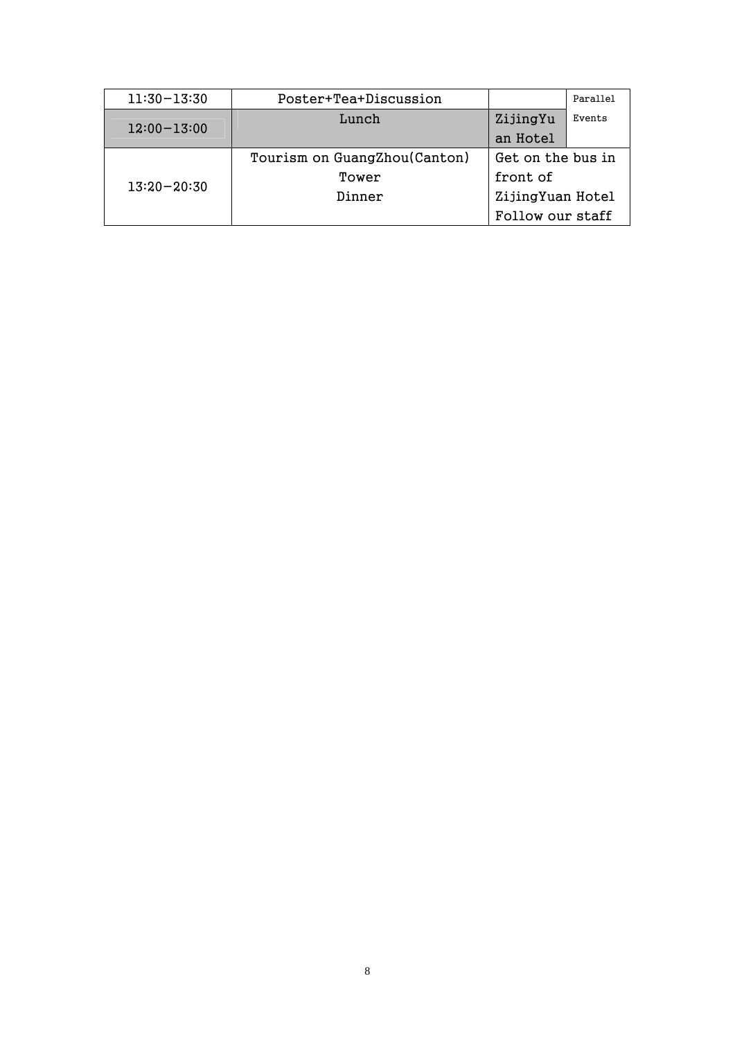| 11:30—13:30 | Poster+Tea+Discussion | | Parallel Events |
|---|---|---|---|
| 12:00—13:00 | Lunch | ZijingYuan Hotel | |
| 13:20—20:30 | Tourism on GuangZhou(Canton) Tower<br>Dinner | Get on the bus in front of ZijingYuan Hotel Follow our staff | |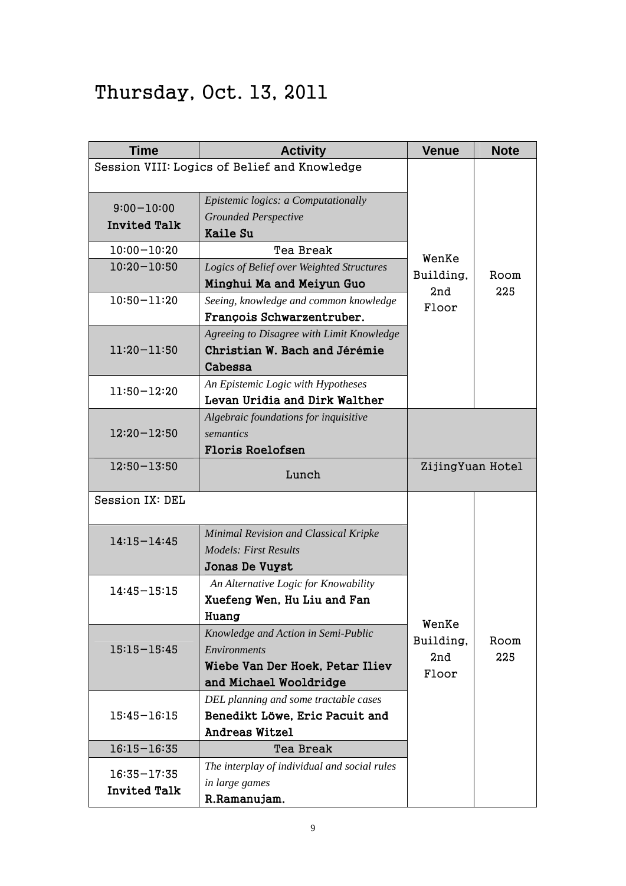# Thursday, Oct. 13, 2011

| Time | Activity | Venue | Note |
|---|---|---|---|
| Session VIII: Logics of Belief and Knowledge | | WenKe Building, 2nd Floor | Room 225 |
| 9:00—10:00 **Invited Talk** | *Epistemic logics: a Computationally Grounded Perspective* **Kaile Su** | | |
| 10:00—10:20 | Tea Break | | |
| 10:20—10:50 | *Logics of Belief over Weighted Structures* **Minghui Ma and Meiyun Guo** | | |
| 10:50—11:20 | *Seeing, knowledge and common knowledge* **François Schwarzentruber.** | | |
| 11:20—11:50 | *Agreeing to Disagree with Limit Knowledge* **Christian W. Bach and Jérémie Cabessa** | | |
| 11:50—12:20 | *An Epistemic Logic with Hypotheses* **Levan Uridia and Dirk Walther** | | |
| 12:20—12:50 | *Algebraic foundations for inquisitive semantics* **Floris Roelofsen** | | |
| 12:50—13:50 | Lunch | ZijingYuan Hotel | |
| Session IX: DEL | | WenKe Building, 2nd Floor | Room 225 |
| 14:15—14:45 | *Minimal Revision and Classical Kripke Models: First Results* **Jonas De Vuyst** | | |
| 14:45—15:15 | *An Alternative Logic for Knowability* **Xuefeng Wen, Hu Liu and Fan Huang** | | |
| 15:15—15:45 | *Knowledge and Action in Semi-Public Environments* **Wiebe Van Der Hoek, Petar Iliev and Michael Wooldridge** | | |
| 15:45—16:15 | *DEL planning and some tractable cases* **Benedikt Löwe, Eric Pacuit and Andreas Witzel** | | |
| 16:15—16:35 | Tea Break | | |
| 16:35—17:35 **Invited Talk** | *The interplay of individual and social rules in large games* **R.Ramanujam.** | | |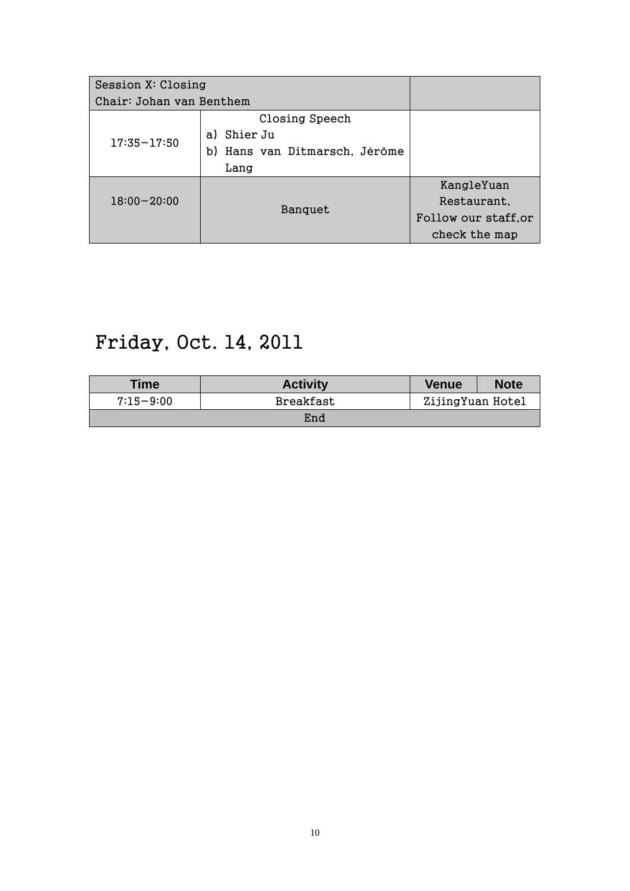| Session X: Closing<br>Chair: Johan van Benthem | | |
|---|---|---|
| 17:35–17:50 | Closing Speech<br>a) Shier Ju<br>b) Hans van Ditmarsch, Jérôme Lang | |
| 18:00–20:00 | Banquet | KangleYuan Restaurant, Follow our staff,or check the map |

## Friday, Oct. 14, 2011

| Time | Activity | Venue | Note |
|---|---|---|---|
| 7:15–9:00 | Breakfast | ZijingYuan Hotel | |
| End | | | |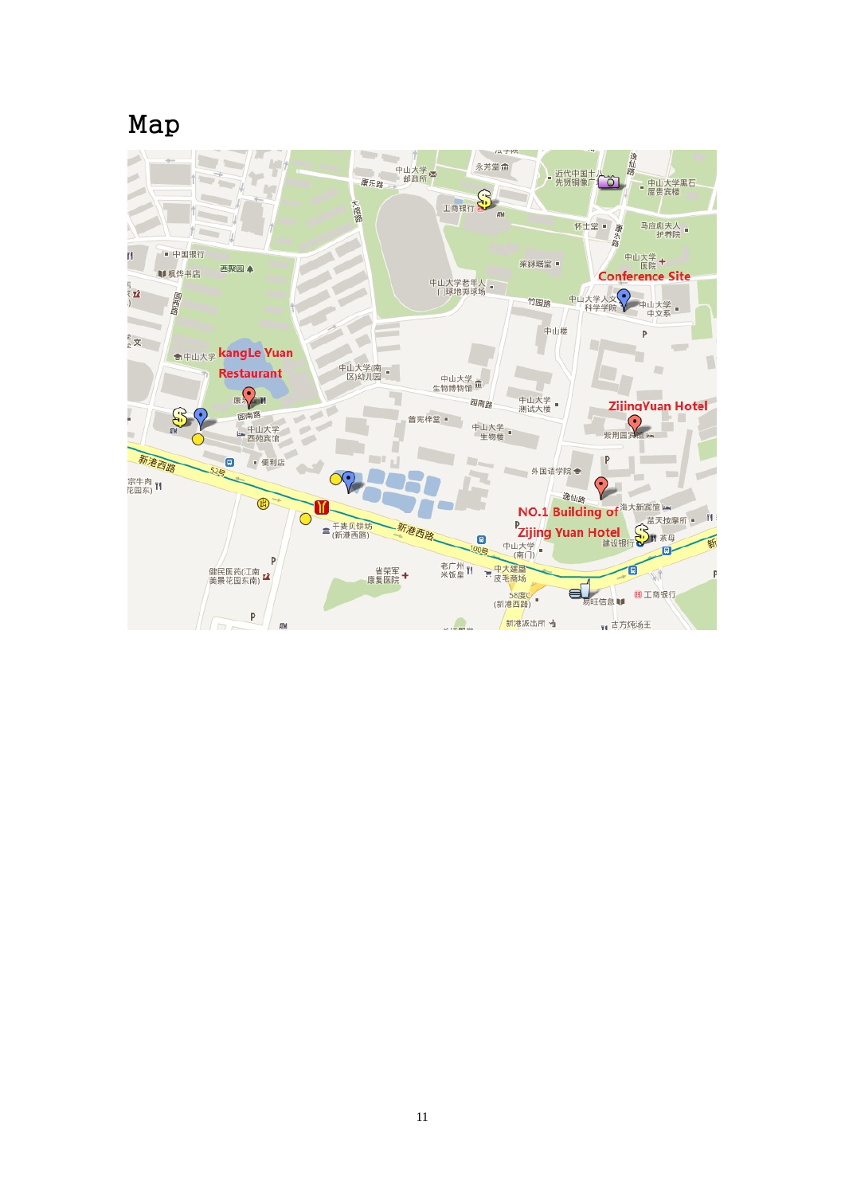# Map

kangLe Yuan Restaurant

Conference Site

ZijingYuan Hotel

NO.1 Building of Zijing Yuan Hotel